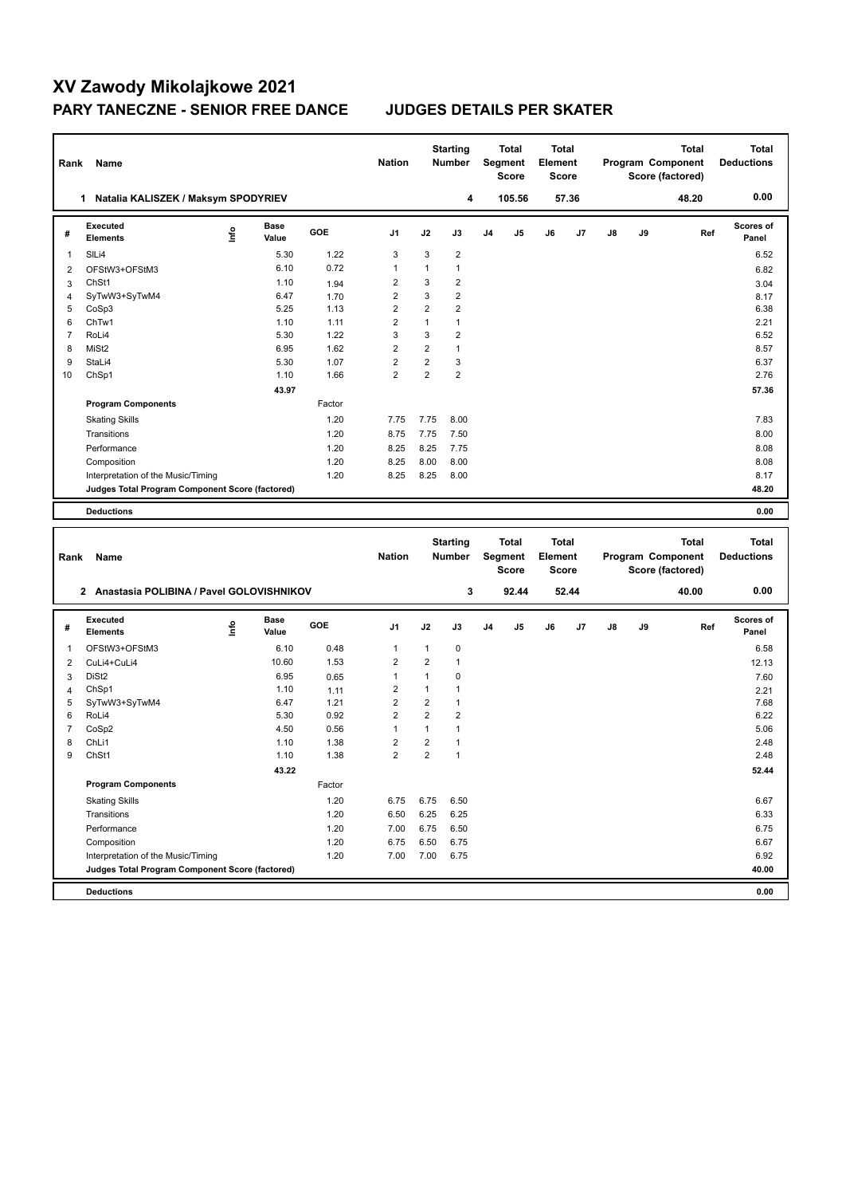# XV Zawody Mikolajkowe 2021

## PARY TANECZNE - SENIOR FREE DANCE JUDGES DETAILS PER SKATER

| Rank | Name | Nation | Starting Number | Total Segment Score | Total Element Score | Total Program Component Score (factored) | Total Deductions |
|---|---|---|---|---|---|---|---|
| 1 | Natalia KALISZEK / Maksym SPODYRIEV | | 4 | 105.56 | 57.36 | 48.20 | 0.00 |

| # | Executed Elements | Info | Base Value | GOE | J1 | J2 | J3 | J4 | J5 | J6 | J7 | J8 | J9 | Ref | Scores of Panel |
|---|---|---|---|---|---|---|---|---|---|---|---|---|---|---|---|
| 1 | SlLi4 | | 5.30 | 1.22 | 3 | 3 | 2 | | | | | | | | 6.52 |
| 2 | OFStW3+OFStM3 | | 6.10 | 0.72 | 1 | 1 | 1 | | | | | | | | 6.82 |
| 3 | ChSt1 | | 1.10 | 1.94 | 2 | 3 | 2 | | | | | | | | 3.04 |
| 4 | SyTwW3+SyTwM4 | | 6.47 | 1.70 | 2 | 3 | 2 | | | | | | | | 8.17 |
| 5 | CoSp3 | | 5.25 | 1.13 | 2 | 2 | 2 | | | | | | | | 6.38 |
| 6 | ChTw1 | | 1.10 | 1.11 | 2 | 1 | 1 | | | | | | | | 2.21 |
| 7 | RoLi4 | | 5.30 | 1.22 | 3 | 3 | 2 | | | | | | | | 6.52 |
| 8 | MiSt2 | | 6.95 | 1.62 | 2 | 2 | 1 | | | | | | | | 8.57 |
| 9 | StaLi4 | | 5.30 | 1.07 | 2 | 2 | 3 | | | | | | | | 6.37 |
| 10 | ChSp1 | | 1.10 | 1.66 | 2 | 2 | 2 | | | | | | | | 2.76 |
| | | | 43.97 | | | | | | | | | | | | 57.36 |

| Program Components | Factor | J1 | J2 | J3 | J4 | J5 | J6 | J7 | J8 | J9 | Scores of Panel |
|---|---|---|---|---|---|---|---|---|---|---|---|
| Skating Skills | 1.20 | 7.75 | 7.75 | 8.00 | | | | | | | 7.83 |
| Transitions | 1.20 | 8.75 | 7.75 | 7.50 | | | | | | | 8.00 |
| Performance | 1.20 | 8.25 | 8.25 | 7.75 | | | | | | | 8.08 |
| Composition | 1.20 | 8.25 | 8.00 | 8.00 | | | | | | | 8.08 |
| Interpretation of the Music/Timing | 1.20 | 8.25 | 8.25 | 8.00 | | | | | | | 8.17 |
| Judges Total Program Component Score (factored) | | | | | | | | | | | 48.20 |

**Deductions** 0.00

| Rank | Name | Nation | Starting Number | Total Segment Score | Total Element Score | Total Program Component Score (factored) | Total Deductions |
|---|---|---|---|---|---|---|---|
| 2 | Anastasia POLIBINA / Pavel GOLOVISHNIKOV | | 3 | 92.44 | 52.44 | 40.00 | 0.00 |

| # | Executed Elements | Info | Base Value | GOE | J1 | J2 | J3 | J4 | J5 | J6 | J7 | J8 | J9 | Ref | Scores of Panel |
|---|---|---|---|---|---|---|---|---|---|---|---|---|---|---|---|
| 1 | OFStW3+OFStM3 | | 6.10 | 0.48 | 1 | 1 | 0 | | | | | | | | 6.58 |
| 2 | CuLi4+CuLi4 | | 10.60 | 1.53 | 2 | 2 | 1 | | | | | | | | 12.13 |
| 3 | DiSt2 | | 6.95 | 0.65 | 1 | 1 | 0 | | | | | | | | 7.60 |
| 4 | ChSp1 | | 1.10 | 1.11 | 2 | 1 | 1 | | | | | | | | 2.21 |
| 5 | SyTwW3+SyTwM4 | | 6.47 | 1.21 | 2 | 2 | 1 | | | | | | | | 7.68 |
| 6 | RoLi4 | | 5.30 | 0.92 | 2 | 2 | 2 | | | | | | | | 6.22 |
| 7 | CoSp2 | | 4.50 | 0.56 | 1 | 1 | 1 | | | | | | | | 5.06 |
| 8 | ChLi1 | | 1.10 | 1.38 | 2 | 2 | 1 | | | | | | | | 2.48 |
| 9 | ChSt1 | | 1.10 | 1.38 | 2 | 2 | 1 | | | | | | | | 2.48 |
| | | | 43.22 | | | | | | | | | | | | 52.44 |

| Program Components | Factor | J1 | J2 | J3 | J4 | J5 | J6 | J7 | J8 | J9 | Scores of Panel |
|---|---|---|---|---|---|---|---|---|---|---|---|
| Skating Skills | 1.20 | 6.75 | 6.75 | 6.50 | | | | | | | 6.67 |
| Transitions | 1.20 | 6.50 | 6.25 | 6.25 | | | | | | | 6.33 |
| Performance | 1.20 | 7.00 | 6.75 | 6.50 | | | | | | | 6.75 |
| Composition | 1.20 | 6.75 | 6.50 | 6.75 | | | | | | | 6.67 |
| Interpretation of the Music/Timing | 1.20 | 7.00 | 7.00 | 6.75 | | | | | | | 6.92 |
| Judges Total Program Component Score (factored) | | | | | | | | | | | 40.00 |

**Deductions** 0.00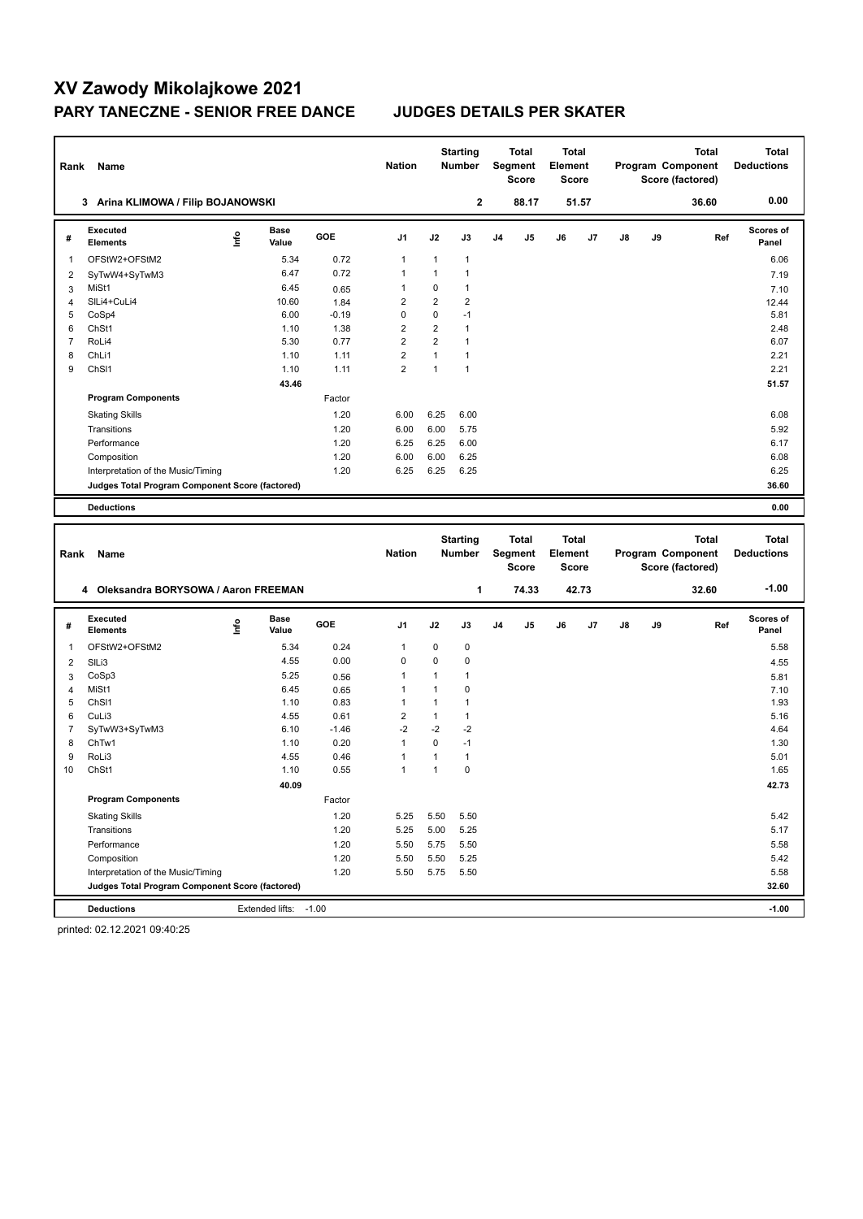# XV Zawody Mikolajkowe 2021

## PARY TANECZNE - SENIOR FREE DANCE JUDGES DETAILS PER SKATER

| Rank | Name | Nation | Starting Number | Total Segment Score | Total Element Score | Total Program Component Score (factored) | Total Deductions |
|---|---|---|---|---|---|---|---|
| 3 | Arina KLIMOWA / Filip BOJANOWSKI | | 2 | 88.17 | 51.57 | 36.60 | 0.00 |

| # | Executed Elements | Info | Base Value | GOE | J1 | J2 | J3 | J4 | J5 | J6 | J7 | J8 | J9 | Ref | Scores of Panel |
|---|---|---|---|---|---|---|---|---|---|---|---|---|---|---|---|
| 1 | OFStW2+OFStM2 | | 5.34 | 0.72 | 1 | 1 | 1 | | | | | | | | 6.06 |
| 2 | SyTwW4+SyTwM3 | | 6.47 | 0.72 | 1 | 1 | 1 | | | | | | | | 7.19 |
| 3 | MiSt1 | | 6.45 | 0.65 | 1 | 0 | 1 | | | | | | | | 7.10 |
| 4 | SlLi4+CuLi4 | | 10.60 | 1.84 | 2 | 2 | 2 | | | | | | | | 12.44 |
| 5 | CoSp4 | | 6.00 | -0.19 | 0 | 0 | -1 | | | | | | | | 5.81 |
| 6 | ChSt1 | | 1.10 | 1.38 | 2 | 2 | 1 | | | | | | | | 2.48 |
| 7 | RoLi4 | | 5.30 | 0.77 | 2 | 2 | 1 | | | | | | | | 6.07 |
| 8 | ChLi1 | | 1.10 | 1.11 | 2 | 1 | 1 | | | | | | | | 2.21 |
| 9 | ChSl1 | | 1.10 | 1.11 | 2 | 1 | 1 | | | | | | | | 2.21 |
| | | | 43.46 | | | | | | | | | | | | 51.57 |
| | **Program Components** | | | Factor | | | | | | | | | | | |
| | Skating Skills | | | 1.20 | 6.00 | 6.25 | 6.00 | | | | | | | | 6.08 |
| | Transitions | | | 1.20 | 6.00 | 6.00 | 5.75 | | | | | | | | 5.92 |
| | Performance | | | 1.20 | 6.25 | 6.25 | 6.00 | | | | | | | | 6.17 |
| | Composition | | | 1.20 | 6.00 | 6.00 | 6.25 | | | | | | | | 6.08 |
| | Interpretation of the Music/Timing | | | 1.20 | 6.25 | 6.25 | 6.25 | | | | | | | | 6.25 |
| | **Judges Total Program Component Score (factored)** | | | | | | | | | | | | | | 36.60 |
| | **Deductions** | | | | | | | | | | | | | | 0.00 |

| Rank | Name | Nation | Starting Number | Total Segment Score | Total Element Score | Total Program Component Score (factored) | Total Deductions |
|---|---|---|---|---|---|---|---|
| 4 | Oleksandra BORYSOWA / Aaron FREEMAN | | 1 | 74.33 | 42.73 | 32.60 | -1.00 |

| # | Executed Elements | Info | Base Value | GOE | J1 | J2 | J3 | J4 | J5 | J6 | J7 | J8 | J9 | Ref | Scores of Panel |
|---|---|---|---|---|---|---|---|---|---|---|---|---|---|---|---|
| 1 | OFStW2+OFStM2 | | 5.34 | 0.24 | 1 | 0 | 0 | | | | | | | | 5.58 |
| 2 | SlLi3 | | 4.55 | 0.00 | 0 | 0 | 0 | | | | | | | | 4.55 |
| 3 | CoSp3 | | 5.25 | 0.56 | 1 | 1 | 1 | | | | | | | | 5.81 |
| 4 | MiSt1 | | 6.45 | 0.65 | 1 | 1 | 0 | | | | | | | | 7.10 |
| 5 | ChSl1 | | 1.10 | 0.83 | 1 | 1 | 1 | | | | | | | | 1.93 |
| 6 | CuLi3 | | 4.55 | 0.61 | 2 | 1 | 1 | | | | | | | | 5.16 |
| 7 | SyTwW3+SyTwM3 | | 6.10 | -1.46 | -2 | -2 | -2 | | | | | | | | 4.64 |
| 8 | ChTw1 | | 1.10 | 0.20 | 1 | 0 | -1 | | | | | | | | 1.30 |
| 9 | RoLi3 | | 4.55 | 0.46 | 1 | 1 | 1 | | | | | | | | 5.01 |
| 10 | ChSt1 | | 1.10 | 0.55 | 1 | 1 | 0 | | | | | | | | 1.65 |
| | | | 40.09 | | | | | | | | | | | | 42.73 |
| | **Program Components** | | | Factor | | | | | | | | | | | |
| | Skating Skills | | | 1.20 | 5.25 | 5.50 | 5.50 | | | | | | | | 5.42 |
| | Transitions | | | 1.20 | 5.25 | 5.00 | 5.25 | | | | | | | | 5.17 |
| | Performance | | | 1.20 | 5.50 | 5.75 | 5.50 | | | | | | | | 5.58 |
| | Composition | | | 1.20 | 5.50 | 5.50 | 5.25 | | | | | | | | 5.42 |
| | Interpretation of the Music/Timing | | | 1.20 | 5.50 | 5.75 | 5.50 | | | | | | | | 5.58 |
| | **Judges Total Program Component Score (factored)** | | | | | | | | | | | | | | 32.60 |
| | **Deductions** | Extended lifts: | -1.00 | | | | | | | | | | | | -1.00 |

printed: 02.12.2021 09:40:25